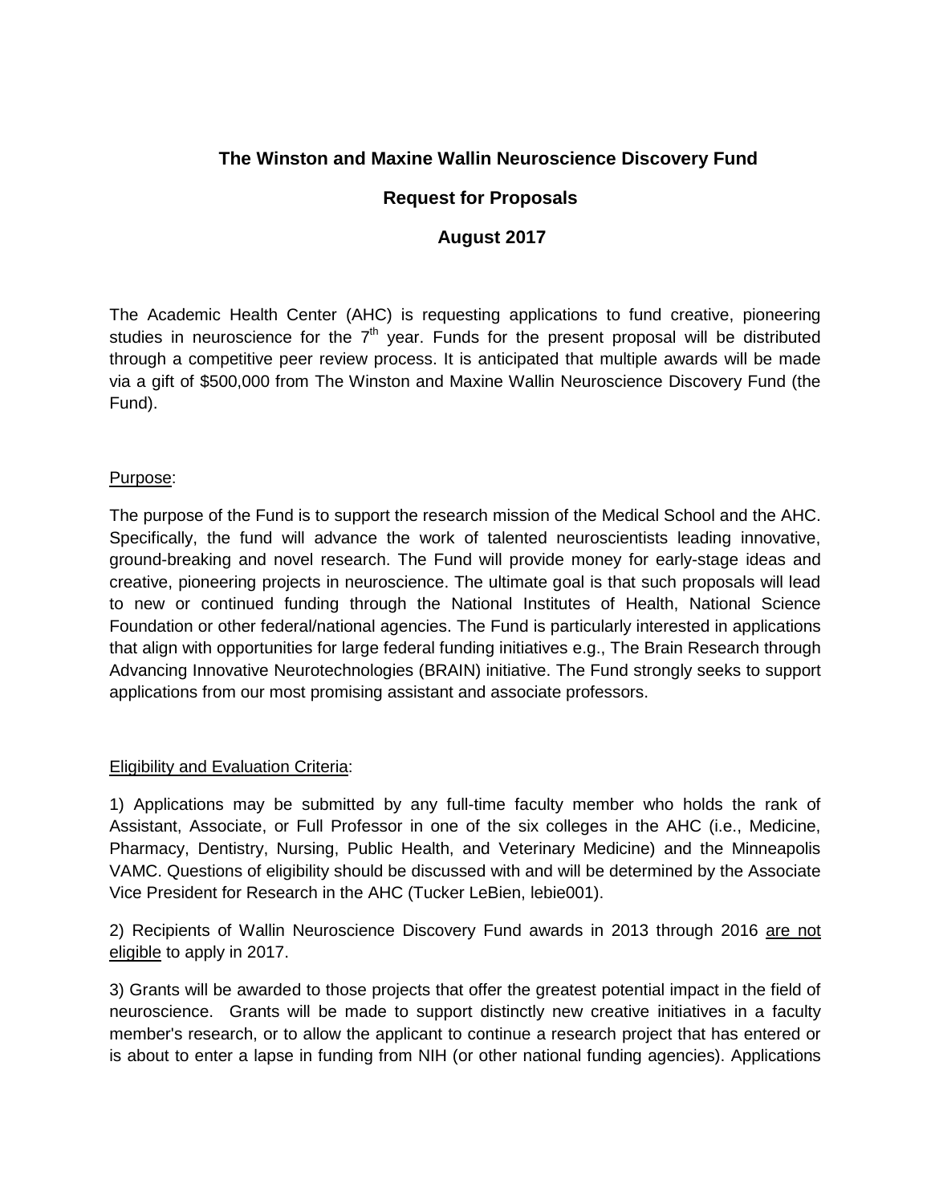**The Winston and Maxine Wallin Neuroscience Discovery Fund**

**Request for Proposals**

**August 2017**

The Academic Health Center (AHC) is requesting applications to fund creative, pioneering studies in neuroscience for the 7th year. Funds for the present proposal will be distributed through a competitive peer review process. It is anticipated that multiple awards will be made via a gift of $500,000 from The Winston and Maxine Wallin Neuroscience Discovery Fund (the Fund).

Purpose:

The purpose of the Fund is to support the research mission of the Medical School and the AHC. Specifically, the fund will advance the work of talented neuroscientists leading innovative, ground-breaking and novel research. The Fund will provide money for early-stage ideas and creative, pioneering projects in neuroscience. The ultimate goal is that such proposals will lead to new or continued funding through the National Institutes of Health, National Science Foundation or other federal/national agencies. The Fund is particularly interested in applications that align with opportunities for large federal funding initiatives e.g., The Brain Research through Advancing Innovative Neurotechnologies (BRAIN) initiative. The Fund strongly seeks to support applications from our most promising assistant and associate professors.

Eligibility and Evaluation Criteria:

1) Applications may be submitted by any full-time faculty member who holds the rank of Assistant, Associate, or Full Professor in one of the six colleges in the AHC (i.e., Medicine, Pharmacy, Dentistry, Nursing, Public Health, and Veterinary Medicine) and the Minneapolis VAMC. Questions of eligibility should be discussed with and will be determined by the Associate Vice President for Research in the AHC (Tucker LeBien, lebie001).

2) Recipients of Wallin Neuroscience Discovery Fund awards in 2013 through 2016 are not eligible to apply in 2017.

3) Grants will be awarded to those projects that offer the greatest potential impact in the field of neuroscience. Grants will be made to support distinctly new creative initiatives in a faculty member's research, or to allow the applicant to continue a research project that has entered or is about to enter a lapse in funding from NIH (or other national funding agencies). Applications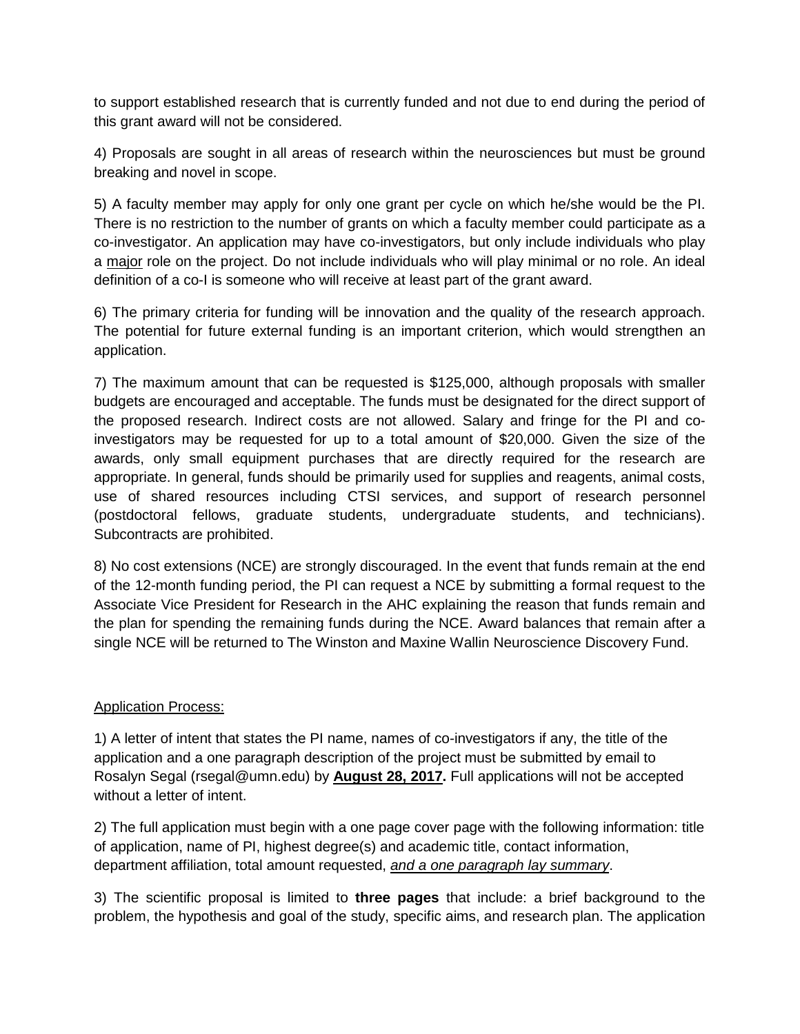to support established research that is currently funded and not due to end during the period of this grant award will not be considered.

4) Proposals are sought in all areas of research within the neurosciences but must be ground breaking and novel in scope.

5) A faculty member may apply for only one grant per cycle on which he/she would be the PI. There is no restriction to the number of grants on which a faculty member could participate as a co-investigator. An application may have co-investigators, but only include individuals who play a major role on the project. Do not include individuals who will play minimal or no role. An ideal definition of a co-I is someone who will receive at least part of the grant award.

6) The primary criteria for funding will be innovation and the quality of the research approach. The potential for future external funding is an important criterion, which would strengthen an application.

7) The maximum amount that can be requested is $125,000, although proposals with smaller budgets are encouraged and acceptable. The funds must be designated for the direct support of the proposed research. Indirect costs are not allowed. Salary and fringe for the PI and co-investigators may be requested for up to a total amount of $20,000. Given the size of the awards, only small equipment purchases that are directly required for the research are appropriate. In general, funds should be primarily used for supplies and reagents, animal costs, use of shared resources including CTSI services, and support of research personnel (postdoctoral fellows, graduate students, undergraduate students, and technicians). Subcontracts are prohibited.

8) No cost extensions (NCE) are strongly discouraged. In the event that funds remain at the end of the 12-month funding period, the PI can request a NCE by submitting a formal request to the Associate Vice President for Research in the AHC explaining the reason that funds remain and the plan for spending the remaining funds during the NCE. Award balances that remain after a single NCE will be returned to The Winston and Maxine Wallin Neuroscience Discovery Fund.

## Application Process:

1) A letter of intent that states the PI name, names of co-investigators if any, the title of the application and a one paragraph description of the project must be submitted by email to Rosalyn Segal (rsegal@umn.edu) by **August 28, 2017.** Full applications will not be accepted without a letter of intent.

2) The full application must begin with a one page cover page with the following information: title of application, name of PI, highest degree(s) and academic title, contact information, department affiliation, total amount requested, *and a one paragraph lay summary*.

3) The scientific proposal is limited to **three pages** that include: a brief background to the problem, the hypothesis and goal of the study, specific aims, and research plan. The application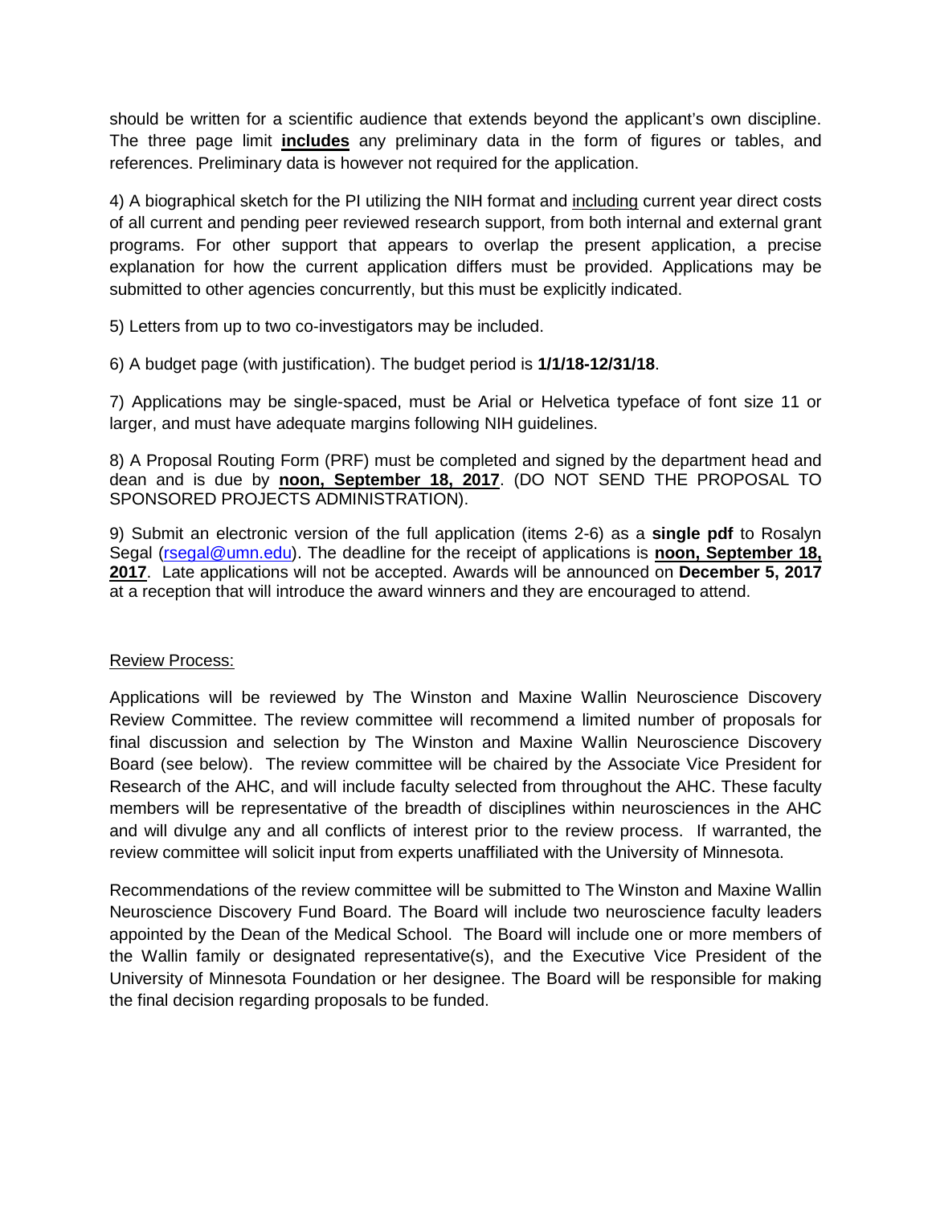should be written for a scientific audience that extends beyond the applicant's own discipline. The three page limit **includes** any preliminary data in the form of figures or tables, and references. Preliminary data is however not required for the application.

4) A biographical sketch for the PI utilizing the NIH format and including current year direct costs of all current and pending peer reviewed research support, from both internal and external grant programs. For other support that appears to overlap the present application, a precise explanation for how the current application differs must be provided. Applications may be submitted to other agencies concurrently, but this must be explicitly indicated.

5) Letters from up to two co-investigators may be included.

6) A budget page (with justification). The budget period is **1/1/18-12/31/18**.

7) Applications may be single-spaced, must be Arial or Helvetica typeface of font size 11 or larger, and must have adequate margins following NIH guidelines.

8) A Proposal Routing Form (PRF) must be completed and signed by the department head and dean and is due by **noon, September 18, 2017**. (DO NOT SEND THE PROPOSAL TO SPONSORED PROJECTS ADMINISTRATION).

9) Submit an electronic version of the full application (items 2-6) as a **single pdf** to Rosalyn Segal (rsegal@umn.edu). The deadline for the receipt of applications is **noon, September 18, 2017**. Late applications will not be accepted. Awards will be announced on **December 5, 2017** at a reception that will introduce the award winners and they are encouraged to attend.

## Review Process:

Applications will be reviewed by The Winston and Maxine Wallin Neuroscience Discovery Review Committee. The review committee will recommend a limited number of proposals for final discussion and selection by The Winston and Maxine Wallin Neuroscience Discovery Board (see below). The review committee will be chaired by the Associate Vice President for Research of the AHC, and will include faculty selected from throughout the AHC. These faculty members will be representative of the breadth of disciplines within neurosciences in the AHC and will divulge any and all conflicts of interest prior to the review process. If warranted, the review committee will solicit input from experts unaffiliated with the University of Minnesota.

Recommendations of the review committee will be submitted to The Winston and Maxine Wallin Neuroscience Discovery Fund Board. The Board will include two neuroscience faculty leaders appointed by the Dean of the Medical School. The Board will include one or more members of the Wallin family or designated representative(s), and the Executive Vice President of the University of Minnesota Foundation or her designee. The Board will be responsible for making the final decision regarding proposals to be funded.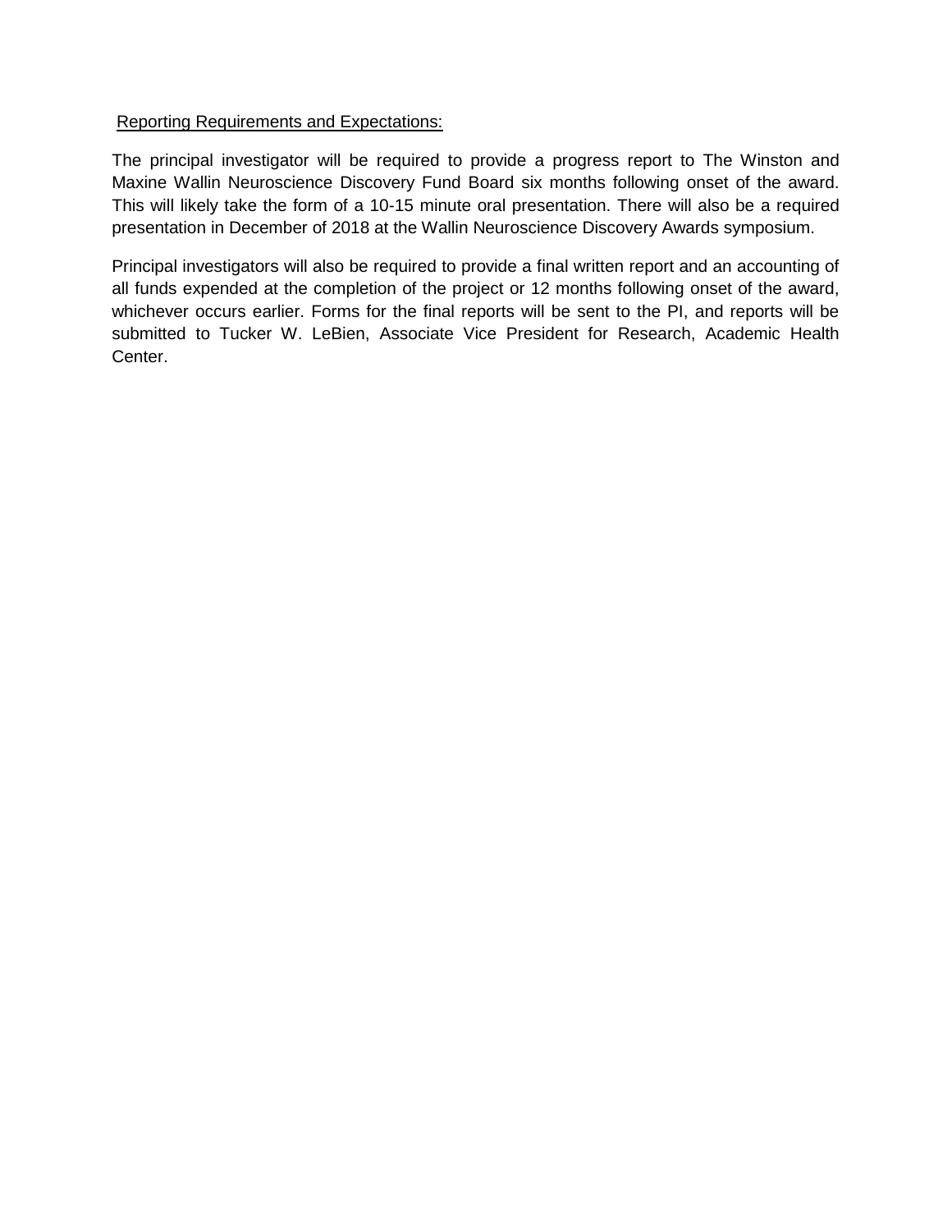<u>Reporting Requirements and Expectations:</u>

The principal investigator will be required to provide a progress report to The Winston and Maxine Wallin Neuroscience Discovery Fund Board six months following onset of the award. This will likely take the form of a 10-15 minute oral presentation. There will also be a required presentation in December of 2018 at the Wallin Neuroscience Discovery Awards symposium.

Principal investigators will also be required to provide a final written report and an accounting of all funds expended at the completion of the project or 12 months following onset of the award, whichever occurs earlier. Forms for the final reports will be sent to the PI, and reports will be submitted to Tucker W. LeBien, Associate Vice President for Research, Academic Health Center.